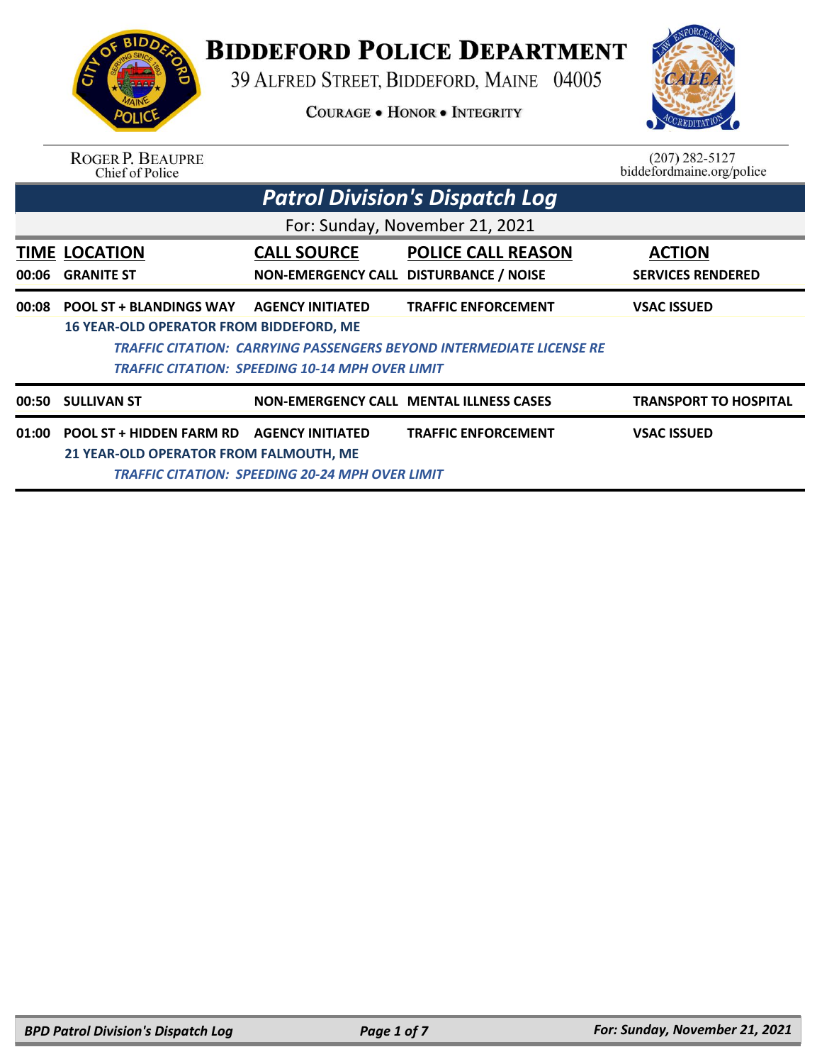# BIDDEFORD POLICE DEPARTMENT

39 ALFRED STREET, BIDDEFORD, MAINE 04005

COURAGE • HONOR • INTEGRITY

ROGER P. BEAUPRE
Chief of Police

(207) 282-5127
biddefordmaine.org/police

## *Patrol Division's Dispatch Log*

For: Sunday, November 21, 2021

| TIME | LOCATION | CALL SOURCE | POLICE CALL REASON | ACTION |
|---|---|---|---|---|
| 00:06 | GRANITE ST | NON-EMERGENCY CALL | DISTURBANCE / NOISE | SERVICES RENDERED |
| 00:08 | POOL ST + BLANDINGS WAY | AGENCY INITIATED | TRAFFIC ENFORCEMENT | VSAC ISSUED |

**16 YEAR-OLD OPERATOR FROM BIDDEFORD, ME**

*TRAFFIC CITATION: CARRYING PASSENGERS BEYOND INTERMEDIATE LICENSE RE*

*TRAFFIC CITATION: SPEEDING 10-14 MPH OVER LIMIT*

| TIME | LOCATION | CALL SOURCE | POLICE CALL REASON | ACTION |
|---|---|---|---|---|
| 00:50 | SULLIVAN ST | NON-EMERGENCY CALL | MENTAL ILLNESS CASES | TRANSPORT TO HOSPITAL |
| 01:00 | POOL ST + HIDDEN FARM RD | AGENCY INITIATED | TRAFFIC ENFORCEMENT | VSAC ISSUED |

**21 YEAR-OLD OPERATOR FROM FALMOUTH, ME**

*TRAFFIC CITATION: SPEEDING 20-24 MPH OVER LIMIT*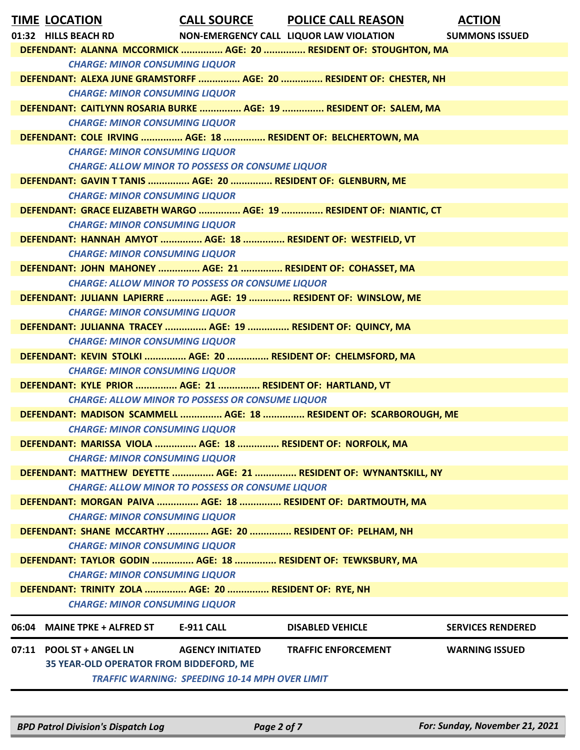| TIME | LOCATION | CALL SOURCE | POLICE CALL REASON | ACTION |
|---|---|---|---|---|
| 01:32 | HILLS BEACH RD | NON-EMERGENCY CALL | LIQUOR LAW VIOLATION | SUMMONS ISSUED |

DEFENDANT: ALANNA MCCORMICK ............... AGE: 20 ............... RESIDENT OF: STOUGHTON, MA

*CHARGE: MINOR CONSUMING LIQUOR*

DEFENDANT: ALEXA JUNE GRAMSTORFF ............... AGE: 20 ............... RESIDENT OF: CHESTER, NH

*CHARGE: MINOR CONSUMING LIQUOR*

DEFENDANT: CAITLYNN ROSARIA BURKE ............... AGE: 19 ............... RESIDENT OF: SALEM, MA

*CHARGE: MINOR CONSUMING LIQUOR*

DEFENDANT: COLE IRVING ............... AGE: 18 ............... RESIDENT OF: BELCHERTOWN, MA

*CHARGE: MINOR CONSUMING LIQUOR*

*CHARGE: ALLOW MINOR TO POSSESS OR CONSUME LIQUOR*

DEFENDANT: GAVIN T TANIS ............... AGE: 20 ............... RESIDENT OF: GLENBURN, ME

*CHARGE: MINOR CONSUMING LIQUOR*

DEFENDANT: GRACE ELIZABETH WARGO ............... AGE: 19 ............... RESIDENT OF: NIANTIC, CT

*CHARGE: MINOR CONSUMING LIQUOR*

DEFENDANT: HANNAH AMYOT ............... AGE: 18 ............... RESIDENT OF: WESTFIELD, VT

*CHARGE: MINOR CONSUMING LIQUOR*

DEFENDANT: JOHN MAHONEY ............... AGE: 21 ............... RESIDENT OF: COHASSET, MA

*CHARGE: ALLOW MINOR TO POSSESS OR CONSUME LIQUOR*

DEFENDANT: JULIANN LAPIERRE ............... AGE: 19 ............... RESIDENT OF: WINSLOW, ME

*CHARGE: MINOR CONSUMING LIQUOR*

DEFENDANT: JULIANNA TRACEY ............... AGE: 19 ............... RESIDENT OF: QUINCY, MA

*CHARGE: MINOR CONSUMING LIQUOR*

DEFENDANT: KEVIN STOLKI ............... AGE: 20 ............... RESIDENT OF: CHELMSFORD, MA

*CHARGE: MINOR CONSUMING LIQUOR*

DEFENDANT: KYLE PRIOR ............... AGE: 21 ............... RESIDENT OF: HARTLAND, VT

*CHARGE: ALLOW MINOR TO POSSESS OR CONSUME LIQUOR*

DEFENDANT: MADISON SCAMMELL ............... AGE: 18 ............... RESIDENT OF: SCARBOROUGH, ME

*CHARGE: MINOR CONSUMING LIQUOR*

DEFENDANT: MARISSA VIOLA ............... AGE: 18 ............... RESIDENT OF: NORFOLK, MA

*CHARGE: MINOR CONSUMING LIQUOR*

DEFENDANT: MATTHEW DEYETTE ............... AGE: 21 ............... RESIDENT OF: WYNANTSKILL, NY

*CHARGE: ALLOW MINOR TO POSSESS OR CONSUME LIQUOR*

DEFENDANT: MORGAN PAIVA ............... AGE: 18 ............... RESIDENT OF: DARTMOUTH, MA

*CHARGE: MINOR CONSUMING LIQUOR*

DEFENDANT: SHANE MCCARTHY ............... AGE: 20 ............... RESIDENT OF: PELHAM, NH

*CHARGE: MINOR CONSUMING LIQUOR*

DEFENDANT: TAYLOR GODIN ............... AGE: 18 ............... RESIDENT OF: TEWKSBURY, MA

*CHARGE: MINOR CONSUMING LIQUOR*

DEFENDANT: TRINITY ZOLA ............... AGE: 20 ............... RESIDENT OF: RYE, NH

*CHARGE: MINOR CONSUMING LIQUOR*

| TIME | LOCATION | CALL SOURCE | POLICE CALL REASON | ACTION |
|---|---|---|---|---|
| 06:04 | MAINE TPKE + ALFRED ST | E-911 CALL | DISABLED VEHICLE | SERVICES RENDERED |
| 07:11 | POOL ST + ANGEL LN | AGENCY INITIATED | TRAFFIC ENFORCEMENT | WARNING ISSUED |

**35 YEAR-OLD OPERATOR FROM BIDDEFORD, ME**

*TRAFFIC WARNING: SPEEDING 10-14 MPH OVER LIMIT*

*BPD Patrol Division's Dispatch Log* — *For: Sunday, November 21, 2021*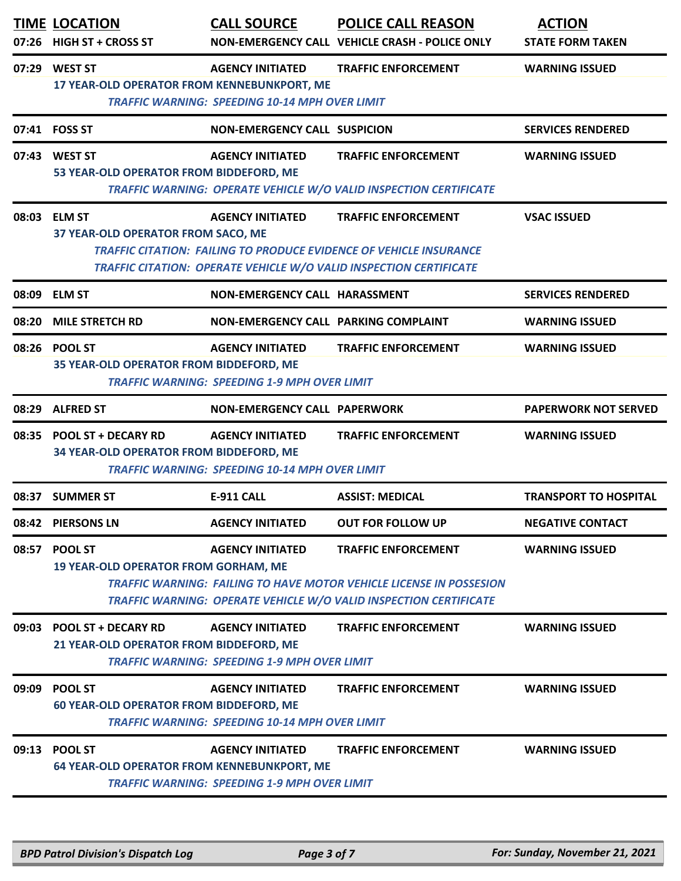| TIME | LOCATION | CALL SOURCE | POLICE CALL REASON | ACTION |
|---|---|---|---|---|
| 07:26 | HIGH ST + CROSS ST | NON-EMERGENCY CALL | VEHICLE CRASH - POLICE ONLY | STATE FORM TAKEN |
| 07:29 | WEST ST | AGENCY INITIATED | TRAFFIC ENFORCEMENT | WARNING ISSUED |
| | 17 YEAR-OLD OPERATOR FROM KENNEBUNKPORT, ME | | | |
| | | *TRAFFIC WARNING: SPEEDING 10-14 MPH OVER LIMIT* | | |
| 07:41 | FOSS ST | NON-EMERGENCY CALL | SUSPICION | SERVICES RENDERED |
| 07:43 | WEST ST | AGENCY INITIATED | TRAFFIC ENFORCEMENT | WARNING ISSUED |
| | 53 YEAR-OLD OPERATOR FROM BIDDEFORD, ME | | | |
| | | *TRAFFIC WARNING: OPERATE VEHICLE W/O VALID INSPECTION CERTIFICATE* | | |
| 08:03 | ELM ST | AGENCY INITIATED | TRAFFIC ENFORCEMENT | VSAC ISSUED |
| | 37 YEAR-OLD OPERATOR FROM SACO, ME | | | |
| | | *TRAFFIC CITATION: FAILING TO PRODUCE EVIDENCE OF VEHICLE INSURANCE* | | |
| | | *TRAFFIC CITATION: OPERATE VEHICLE W/O VALID INSPECTION CERTIFICATE* | | |
| 08:09 | ELM ST | NON-EMERGENCY CALL | HARASSMENT | SERVICES RENDERED |
| 08:20 | MILE STRETCH RD | NON-EMERGENCY CALL | PARKING COMPLAINT | WARNING ISSUED |
| 08:26 | POOL ST | AGENCY INITIATED | TRAFFIC ENFORCEMENT | WARNING ISSUED |
| | 35 YEAR-OLD OPERATOR FROM BIDDEFORD, ME | | | |
| | | *TRAFFIC WARNING: SPEEDING 1-9 MPH OVER LIMIT* | | |
| 08:29 | ALFRED ST | NON-EMERGENCY CALL | PAPERWORK | PAPERWORK NOT SERVED |
| 08:35 | POOL ST + DECARY RD | AGENCY INITIATED | TRAFFIC ENFORCEMENT | WARNING ISSUED |
| | 34 YEAR-OLD OPERATOR FROM BIDDEFORD, ME | | | |
| | | *TRAFFIC WARNING: SPEEDING 10-14 MPH OVER LIMIT* | | |
| 08:37 | SUMMER ST | E-911 CALL | ASSIST: MEDICAL | TRANSPORT TO HOSPITAL |
| 08:42 | PIERSONS LN | AGENCY INITIATED | OUT FOR FOLLOW UP | NEGATIVE CONTACT |
| 08:57 | POOL ST | AGENCY INITIATED | TRAFFIC ENFORCEMENT | WARNING ISSUED |
| | 19 YEAR-OLD OPERATOR FROM GORHAM, ME | | | |
| | | *TRAFFIC WARNING: FAILING TO HAVE MOTOR VEHICLE LICENSE IN POSSESION* | | |
| | | *TRAFFIC WARNING: OPERATE VEHICLE W/O VALID INSPECTION CERTIFICATE* | | |
| 09:03 | POOL ST + DECARY RD | AGENCY INITIATED | TRAFFIC ENFORCEMENT | WARNING ISSUED |
| | 21 YEAR-OLD OPERATOR FROM BIDDEFORD, ME | | | |
| | | *TRAFFIC WARNING: SPEEDING 1-9 MPH OVER LIMIT* | | |
| 09:09 | POOL ST | AGENCY INITIATED | TRAFFIC ENFORCEMENT | WARNING ISSUED |
| | 60 YEAR-OLD OPERATOR FROM BIDDEFORD, ME | | | |
| | | *TRAFFIC WARNING: SPEEDING 10-14 MPH OVER LIMIT* | | |
| 09:13 | POOL ST | AGENCY INITIATED | TRAFFIC ENFORCEMENT | WARNING ISSUED |
| | 64 YEAR-OLD OPERATOR FROM KENNEBUNKPORT, ME | | | |
| | | *TRAFFIC WARNING: SPEEDING 1-9 MPH OVER LIMIT* | | |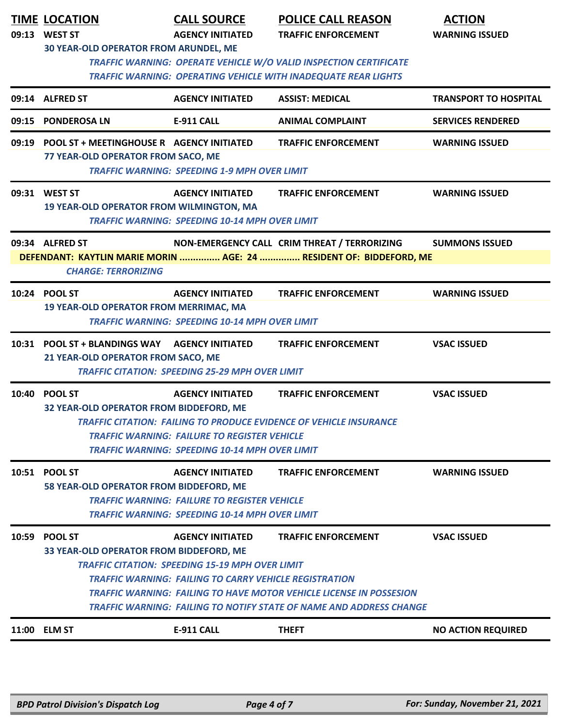| TIME | LOCATION | CALL SOURCE | POLICE CALL REASON | ACTION |
|---|---|---|---|---|
| 09:13 | WEST ST | AGENCY INITIATED | TRAFFIC ENFORCEMENT | WARNING ISSUED |
| | 30 YEAR-OLD OPERATOR FROM ARUNDEL, ME | | | |
| | | *TRAFFIC WARNING: OPERATE VEHICLE W/O VALID INSPECTION CERTIFICATE* | | |
| | | *TRAFFIC WARNING: OPERATING VEHICLE WITH INADEQUATE REAR LIGHTS* | | |
| 09:14 | ALFRED ST | AGENCY INITIATED | ASSIST: MEDICAL | TRANSPORT TO HOSPITAL |
| 09:15 | PONDEROSA LN | E-911 CALL | ANIMAL COMPLAINT | SERVICES RENDERED |
| 09:19 | POOL ST + MEETINGHOUSE R | AGENCY INITIATED | TRAFFIC ENFORCEMENT | WARNING ISSUED |
| | 77 YEAR-OLD OPERATOR FROM SACO, ME | | | |
| | | *TRAFFIC WARNING: SPEEDING 1-9 MPH OVER LIMIT* | | |
| 09:31 | WEST ST | AGENCY INITIATED | TRAFFIC ENFORCEMENT | WARNING ISSUED |
| | 19 YEAR-OLD OPERATOR FROM WILMINGTON, MA | | | |
| | | *TRAFFIC WARNING: SPEEDING 10-14 MPH OVER LIMIT* | | |
| 09:34 | ALFRED ST | NON-EMERGENCY CALL | CRIM THREAT / TERRORIZING | SUMMONS ISSUED |
| | DEFENDANT: KAYTLIN MARIE MORIN ............... AGE: 24 ............... RESIDENT OF: BIDDEFORD, ME | | | |
| | *CHARGE: TERRORIZING* | | | |
| 10:24 | POOL ST | AGENCY INITIATED | TRAFFIC ENFORCEMENT | WARNING ISSUED |
| | 19 YEAR-OLD OPERATOR FROM MERRIMAC, MA | | | |
| | | *TRAFFIC WARNING: SPEEDING 10-14 MPH OVER LIMIT* | | |
| 10:31 | POOL ST + BLANDINGS WAY | AGENCY INITIATED | TRAFFIC ENFORCEMENT | VSAC ISSUED |
| | 21 YEAR-OLD OPERATOR FROM SACO, ME | | | |
| | | *TRAFFIC CITATION: SPEEDING 25-29 MPH OVER LIMIT* | | |
| 10:40 | POOL ST | AGENCY INITIATED | TRAFFIC ENFORCEMENT | VSAC ISSUED |
| | 32 YEAR-OLD OPERATOR FROM BIDDEFORD, ME | | | |
| | | *TRAFFIC CITATION: FAILING TO PRODUCE EVIDENCE OF VEHICLE INSURANCE* | | |
| | | *TRAFFIC WARNING: FAILURE TO REGISTER VEHICLE* | | |
| | | *TRAFFIC WARNING: SPEEDING 10-14 MPH OVER LIMIT* | | |
| 10:51 | POOL ST | AGENCY INITIATED | TRAFFIC ENFORCEMENT | WARNING ISSUED |
| | 58 YEAR-OLD OPERATOR FROM BIDDEFORD, ME | | | |
| | | *TRAFFIC WARNING: FAILURE TO REGISTER VEHICLE* | | |
| | | *TRAFFIC WARNING: SPEEDING 10-14 MPH OVER LIMIT* | | |
| 10:59 | POOL ST | AGENCY INITIATED | TRAFFIC ENFORCEMENT | VSAC ISSUED |
| | 33 YEAR-OLD OPERATOR FROM BIDDEFORD, ME | | | |
| | | *TRAFFIC CITATION: SPEEDING 15-19 MPH OVER LIMIT* | | |
| | | *TRAFFIC WARNING: FAILING TO CARRY VEHICLE REGISTRATION* | | |
| | | *TRAFFIC WARNING: FAILING TO HAVE MOTOR VEHICLE LICENSE IN POSSESION* | | |
| | | *TRAFFIC WARNING: FAILING TO NOTIFY STATE OF NAME AND ADDRESS CHANGE* | | |
| 11:00 | ELM ST | E-911 CALL | THEFT | NO ACTION REQUIRED |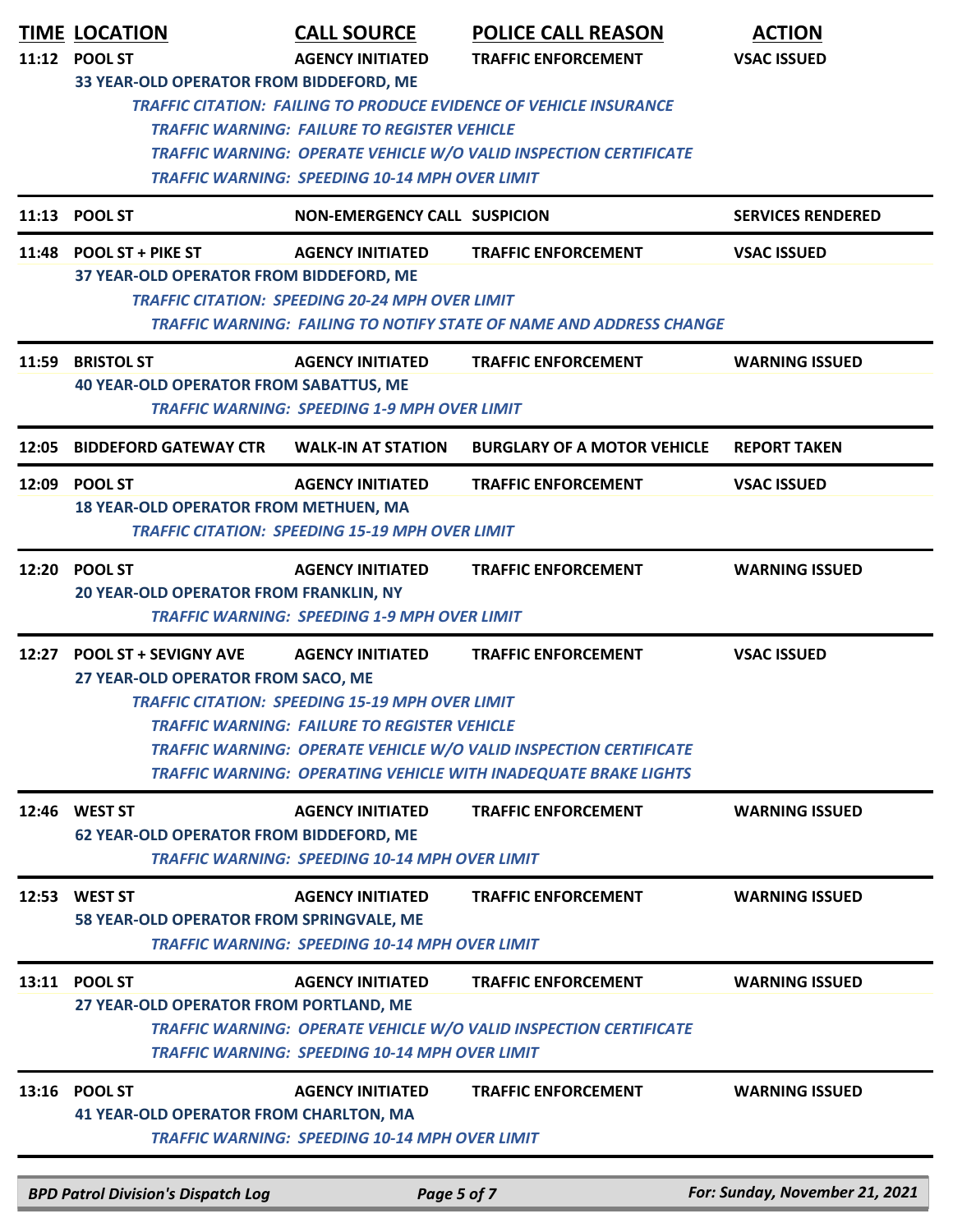| TIME | LOCATION | CALL SOURCE | POLICE CALL REASON | ACTION |
|---|---|---|---|---|
| 11:12 | POOL ST | AGENCY INITIATED | TRAFFIC ENFORCEMENT | VSAC ISSUED |

33 YEAR-OLD OPERATOR FROM BIDDEFORD, ME

*TRAFFIC CITATION: FAILING TO PRODUCE EVIDENCE OF VEHICLE INSURANCE*
*TRAFFIC WARNING: FAILURE TO REGISTER VEHICLE*
*TRAFFIC WARNING: OPERATE VEHICLE W/O VALID INSPECTION CERTIFICATE*
*TRAFFIC WARNING: SPEEDING 10-14 MPH OVER LIMIT*

| TIME | LOCATION | CALL SOURCE | POLICE CALL REASON | ACTION |
|---|---|---|---|---|
| 11:13 | POOL ST | NON-EMERGENCY CALL | SUSPICION | SERVICES RENDERED |
| 11:48 | POOL ST + PIKE ST | AGENCY INITIATED | TRAFFIC ENFORCEMENT | VSAC ISSUED |

37 YEAR-OLD OPERATOR FROM BIDDEFORD, ME

*TRAFFIC CITATION: SPEEDING 20-24 MPH OVER LIMIT*
*TRAFFIC WARNING: FAILING TO NOTIFY STATE OF NAME AND ADDRESS CHANGE*

| TIME | LOCATION | CALL SOURCE | POLICE CALL REASON | ACTION |
|---|---|---|---|---|
| 11:59 | BRISTOL ST | AGENCY INITIATED | TRAFFIC ENFORCEMENT | WARNING ISSUED |

40 YEAR-OLD OPERATOR FROM SABATTUS, ME

*TRAFFIC WARNING: SPEEDING 1-9 MPH OVER LIMIT*

| TIME | LOCATION | CALL SOURCE | POLICE CALL REASON | ACTION |
|---|---|---|---|---|
| 12:05 | BIDDEFORD GATEWAY CTR | WALK-IN AT STATION | BURGLARY OF A MOTOR VEHICLE | REPORT TAKEN |
| 12:09 | POOL ST | AGENCY INITIATED | TRAFFIC ENFORCEMENT | VSAC ISSUED |

18 YEAR-OLD OPERATOR FROM METHUEN, MA

*TRAFFIC CITATION: SPEEDING 15-19 MPH OVER LIMIT*

| TIME | LOCATION | CALL SOURCE | POLICE CALL REASON | ACTION |
|---|---|---|---|---|
| 12:20 | POOL ST | AGENCY INITIATED | TRAFFIC ENFORCEMENT | WARNING ISSUED |

20 YEAR-OLD OPERATOR FROM FRANKLIN, NY

*TRAFFIC WARNING: SPEEDING 1-9 MPH OVER LIMIT*

| TIME | LOCATION | CALL SOURCE | POLICE CALL REASON | ACTION |
|---|---|---|---|---|
| 12:27 | POOL ST + SEVIGNY AVE | AGENCY INITIATED | TRAFFIC ENFORCEMENT | VSAC ISSUED |

27 YEAR-OLD OPERATOR FROM SACO, ME

*TRAFFIC CITATION: SPEEDING 15-19 MPH OVER LIMIT*
*TRAFFIC WARNING: FAILURE TO REGISTER VEHICLE*
*TRAFFIC WARNING: OPERATE VEHICLE W/O VALID INSPECTION CERTIFICATE*
*TRAFFIC WARNING: OPERATING VEHICLE WITH INADEQUATE BRAKE LIGHTS*

| TIME | LOCATION | CALL SOURCE | POLICE CALL REASON | ACTION |
|---|---|---|---|---|
| 12:46 | WEST ST | AGENCY INITIATED | TRAFFIC ENFORCEMENT | WARNING ISSUED |

62 YEAR-OLD OPERATOR FROM BIDDEFORD, ME

*TRAFFIC WARNING: SPEEDING 10-14 MPH OVER LIMIT*

| TIME | LOCATION | CALL SOURCE | POLICE CALL REASON | ACTION |
|---|---|---|---|---|
| 12:53 | WEST ST | AGENCY INITIATED | TRAFFIC ENFORCEMENT | WARNING ISSUED |

58 YEAR-OLD OPERATOR FROM SPRINGVALE, ME

*TRAFFIC WARNING: SPEEDING 10-14 MPH OVER LIMIT*

| TIME | LOCATION | CALL SOURCE | POLICE CALL REASON | ACTION |
|---|---|---|---|---|
| 13:11 | POOL ST | AGENCY INITIATED | TRAFFIC ENFORCEMENT | WARNING ISSUED |

27 YEAR-OLD OPERATOR FROM PORTLAND, ME

*TRAFFIC WARNING: OPERATE VEHICLE W/O VALID INSPECTION CERTIFICATE*
*TRAFFIC WARNING: SPEEDING 10-14 MPH OVER LIMIT*

| TIME | LOCATION | CALL SOURCE | POLICE CALL REASON | ACTION |
|---|---|---|---|---|
| 13:16 | POOL ST | AGENCY INITIATED | TRAFFIC ENFORCEMENT | WARNING ISSUED |

41 YEAR-OLD OPERATOR FROM CHARLTON, MA

*TRAFFIC WARNING: SPEEDING 10-14 MPH OVER LIMIT*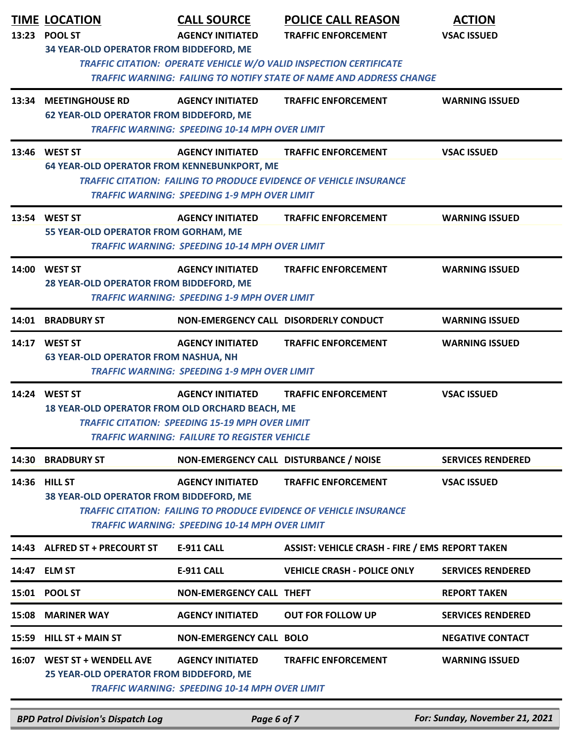| TIME | LOCATION | CALL SOURCE | POLICE CALL REASON | ACTION |
|---|---|---|---|---|
| 13:23 | POOL ST | AGENCY INITIATED | TRAFFIC ENFORCEMENT | VSAC ISSUED |
| | 34 YEAR-OLD OPERATOR FROM BIDDEFORD, ME | | | |
| | *TRAFFIC CITATION: OPERATE VEHICLE W/O VALID INSPECTION CERTIFICATE* | | | |
| | *TRAFFIC WARNING: FAILING TO NOTIFY STATE OF NAME AND ADDRESS CHANGE* | | | |
| 13:34 | MEETINGHOUSE RD | AGENCY INITIATED | TRAFFIC ENFORCEMENT | WARNING ISSUED |
| | 62 YEAR-OLD OPERATOR FROM BIDDEFORD, ME | | | |
| | *TRAFFIC WARNING: SPEEDING 10-14 MPH OVER LIMIT* | | | |
| 13:46 | WEST ST | AGENCY INITIATED | TRAFFIC ENFORCEMENT | VSAC ISSUED |
| | 64 YEAR-OLD OPERATOR FROM KENNEBUNKPORT, ME | | | |
| | *TRAFFIC CITATION: FAILING TO PRODUCE EVIDENCE OF VEHICLE INSURANCE* | | | |
| | *TRAFFIC WARNING: SPEEDING 1-9 MPH OVER LIMIT* | | | |
| 13:54 | WEST ST | AGENCY INITIATED | TRAFFIC ENFORCEMENT | WARNING ISSUED |
| | 55 YEAR-OLD OPERATOR FROM GORHAM, ME | | | |
| | *TRAFFIC WARNING: SPEEDING 10-14 MPH OVER LIMIT* | | | |
| 14:00 | WEST ST | AGENCY INITIATED | TRAFFIC ENFORCEMENT | WARNING ISSUED |
| | 28 YEAR-OLD OPERATOR FROM BIDDEFORD, ME | | | |
| | *TRAFFIC WARNING: SPEEDING 1-9 MPH OVER LIMIT* | | | |
| 14:01 | BRADBURY ST | NON-EMERGENCY CALL | DISORDERLY CONDUCT | WARNING ISSUED |
| 14:17 | WEST ST | AGENCY INITIATED | TRAFFIC ENFORCEMENT | WARNING ISSUED |
| | 63 YEAR-OLD OPERATOR FROM NASHUA, NH | | | |
| | *TRAFFIC WARNING: SPEEDING 1-9 MPH OVER LIMIT* | | | |
| 14:24 | WEST ST | AGENCY INITIATED | TRAFFIC ENFORCEMENT | VSAC ISSUED |
| | 18 YEAR-OLD OPERATOR FROM OLD ORCHARD BEACH, ME | | | |
| | *TRAFFIC CITATION: SPEEDING 15-19 MPH OVER LIMIT* | | | |
| | *TRAFFIC WARNING: FAILURE TO REGISTER VEHICLE* | | | |
| 14:30 | BRADBURY ST | NON-EMERGENCY CALL | DISTURBANCE / NOISE | SERVICES RENDERED |
| 14:36 | HILL ST | AGENCY INITIATED | TRAFFIC ENFORCEMENT | VSAC ISSUED |
| | 38 YEAR-OLD OPERATOR FROM BIDDEFORD, ME | | | |
| | *TRAFFIC CITATION: FAILING TO PRODUCE EVIDENCE OF VEHICLE INSURANCE* | | | |
| | *TRAFFIC WARNING: SPEEDING 10-14 MPH OVER LIMIT* | | | |
| 14:43 | ALFRED ST + PRECOURT ST | E-911 CALL | ASSIST: VEHICLE CRASH - FIRE / EMS | REPORT TAKEN |
| 14:47 | ELM ST | E-911 CALL | VEHICLE CRASH - POLICE ONLY | SERVICES RENDERED |
| 15:01 | POOL ST | NON-EMERGENCY CALL | THEFT | REPORT TAKEN |
| 15:08 | MARINER WAY | AGENCY INITIATED | OUT FOR FOLLOW UP | SERVICES RENDERED |
| 15:59 | HILL ST + MAIN ST | NON-EMERGENCY CALL | BOLO | NEGATIVE CONTACT |
| 16:07 | WEST ST + WENDELL AVE | AGENCY INITIATED | TRAFFIC ENFORCEMENT | WARNING ISSUED |
| | 25 YEAR-OLD OPERATOR FROM BIDDEFORD, ME | | | |
| | *TRAFFIC WARNING: SPEEDING 10-14 MPH OVER LIMIT* | | | |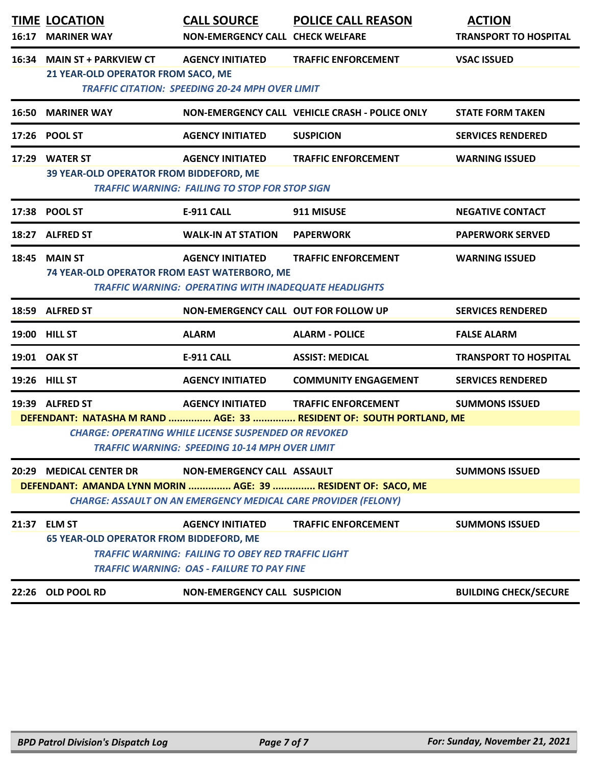| TIME | LOCATION | CALL SOURCE | POLICE CALL REASON | ACTION |
|---|---|---|---|---|
| 16:17 | MARINER WAY | NON-EMERGENCY CALL | CHECK WELFARE | TRANSPORT TO HOSPITAL |
| 16:34 | MAIN ST + PARKVIEW CT | AGENCY INITIATED | TRAFFIC ENFORCEMENT | VSAC ISSUED |
| | 21 YEAR-OLD OPERATOR FROM SACO, ME | | | |
| | *TRAFFIC CITATION: SPEEDING 20-24 MPH OVER LIMIT* | | | |
| 16:50 | MARINER WAY | NON-EMERGENCY CALL | VEHICLE CRASH - POLICE ONLY | STATE FORM TAKEN |
| 17:26 | POOL ST | AGENCY INITIATED | SUSPICION | SERVICES RENDERED |
| 17:29 | WATER ST | AGENCY INITIATED | TRAFFIC ENFORCEMENT | WARNING ISSUED |
| | 39 YEAR-OLD OPERATOR FROM BIDDEFORD, ME | | | |
| | *TRAFFIC WARNING: FAILING TO STOP FOR STOP SIGN* | | | |
| 17:38 | POOL ST | E-911 CALL | 911 MISUSE | NEGATIVE CONTACT |
| 18:27 | ALFRED ST | WALK-IN AT STATION | PAPERWORK | PAPERWORK SERVED |
| 18:45 | MAIN ST | AGENCY INITIATED | TRAFFIC ENFORCEMENT | WARNING ISSUED |
| | 74 YEAR-OLD OPERATOR FROM EAST WATERBORO, ME | | | |
| | *TRAFFIC WARNING: OPERATING WITH INADEQUATE HEADLIGHTS* | | | |
| 18:59 | ALFRED ST | NON-EMERGENCY CALL | OUT FOR FOLLOW UP | SERVICES RENDERED |
| 19:00 | HILL ST | ALARM | ALARM - POLICE | FALSE ALARM |
| 19:01 | OAK ST | E-911 CALL | ASSIST: MEDICAL | TRANSPORT TO HOSPITAL |
| 19:26 | HILL ST | AGENCY INITIATED | COMMUNITY ENGAGEMENT | SERVICES RENDERED |
| 19:39 | ALFRED ST | AGENCY INITIATED | TRAFFIC ENFORCEMENT | SUMMONS ISSUED |
| | DEFENDANT: NATASHA M RAND ............... AGE: 33 ............... RESIDENT OF: SOUTH PORTLAND, ME | | | |
| | *CHARGE: OPERATING WHILE LICENSE SUSPENDED OR REVOKED* | | | |
| | *TRAFFIC WARNING: SPEEDING 10-14 MPH OVER LIMIT* | | | |
| 20:29 | MEDICAL CENTER DR | NON-EMERGENCY CALL | ASSAULT | SUMMONS ISSUED |
| | DEFENDANT: AMANDA LYNN MORIN ............... AGE: 39 ............... RESIDENT OF: SACO, ME | | | |
| | *CHARGE: ASSAULT ON AN EMERGENCY MEDICAL CARE PROVIDER (FELONY)* | | | |
| 21:37 | ELM ST | AGENCY INITIATED | TRAFFIC ENFORCEMENT | SUMMONS ISSUED |
| | 65 YEAR-OLD OPERATOR FROM BIDDEFORD, ME | | | |
| | *TRAFFIC WARNING: FAILING TO OBEY RED TRAFFIC LIGHT* | | | |
| | *TRAFFIC WARNING: OAS - FAILURE TO PAY FINE* | | | |
| 22:26 | OLD POOL RD | NON-EMERGENCY CALL | SUSPICION | BUILDING CHECK/SECURE |